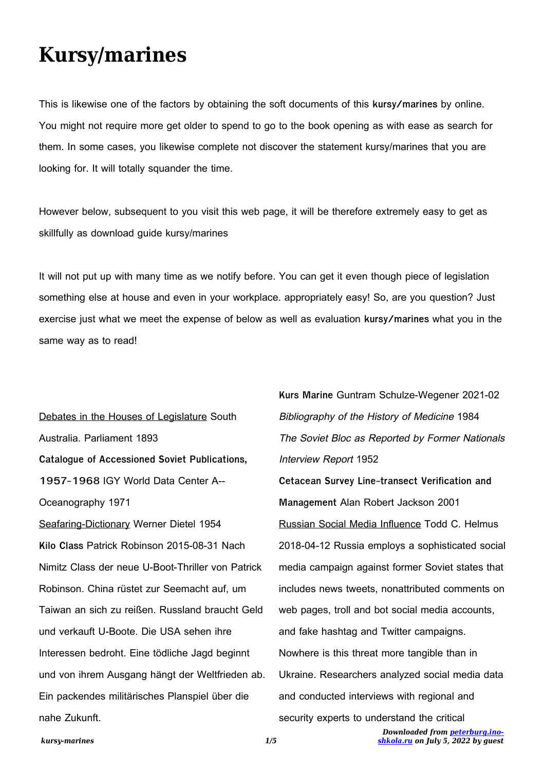# Kursy/marines

This is likewise one of the factors by obtaining the soft documents of this **kursy/marines** by online. You might not require more get older to spend to go to the book opening as with ease as search for them. In some cases, you likewise complete not discover the statement kursy/marines that you are looking for. It will totally squander the time.

However below, subsequent to you visit this web page, it will be therefore extremely easy to get as skillfully as download guide kursy/marines

It will not put up with many time as we notify before. You can get it even though piece of legislation something else at house and even in your workplace. appropriately easy! So, are you question? Just exercise just what we meet the expense of below as well as evaluation **kursy/marines** what you in the same way as to read!

Debates in the Houses of Legislature South Australia. Parliament 1893

**Catalogue of Accessioned Soviet Publications, 1957-1968** IGY World Data Center A--Oceanography 1971

Seafaring-Dictionary Werner Dietel 1954

**Kilo Class** Patrick Robinson 2015-08-31 Nach Nimitz Class der neue U-Boot-Thriller von Patrick Robinson. China rüstet zur Seemacht auf, um Taiwan an sich zu reißen. Russland braucht Geld und verkauft U-Boote. Die USA sehen ihre Interessen bedroht. Eine tödliche Jagd beginnt und von ihrem Ausgang hängt der Weltfrieden ab. Ein packendes militärisches Planspiel über die nahe Zukunft.

**Kurs Marine** Guntram Schulze-Wegener 2021-02

*Bibliography of the History of Medicine* 1984

*The Soviet Bloc as Reported by Former Nationals Interview Report* 1952

**Cetacean Survey Line-transect Verification and Management** Alan Robert Jackson 2001

Russian Social Media Influence Todd C. Helmus 2018-04-12 Russia employs a sophisticated social media campaign against former Soviet states that includes news tweets, nonattributed comments on web pages, troll and bot social media accounts, and fake hashtag and Twitter campaigns. Nowhere is this threat more tangible than in Ukraine. Researchers analyzed social media data and conducted interviews with regional and security experts to understand the critical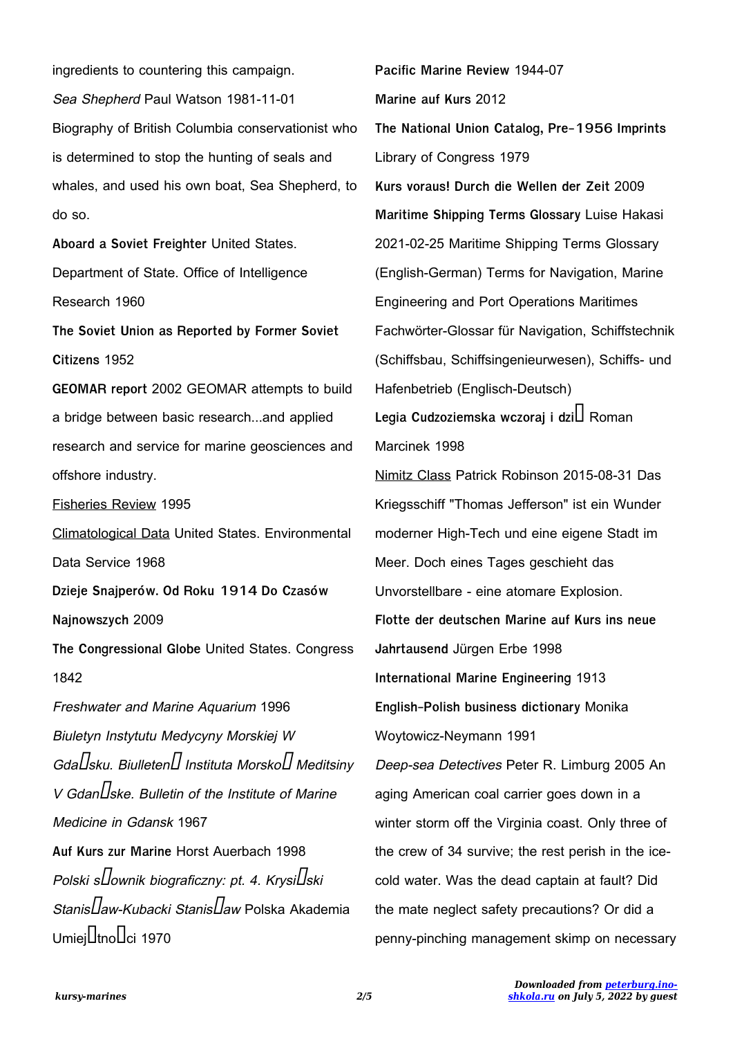ingredients to countering this campaign.

*Sea Shepherd* Paul Watson 1981-11-01 Biography of British Columbia conservationist who is determined to stop the hunting of seals and whales, and used his own boat, Sea Shepherd, to do so.

**Aboard a Soviet Freighter** United States. Department of State. Office of Intelligence Research 1960

**The Soviet Union as Reported by Former Soviet Citizens** 1952

**GEOMAR report** 2002 GEOMAR attempts to build a bridge between basic research...and applied research and service for marine geosciences and offshore industry.

Fisheries Review 1995

Climatological Data United States. Environmental Data Service 1968

**Dzieje Snajperów. Od Roku 1914 Do Czasów Najnowszych** 2009

**The Congressional Globe** United States. Congress 1842

*Freshwater and Marine Aquarium* 1996

*Biuletyn Instytutu Medycyny Morskiej W Gda�sku. Biulleten� Instituta Morsko� Meditsiny V Gdan�ske. Bulletin of the Institute of Marine Medicine in Gdansk* 1967

**Auf Kurs zur Marine** Horst Auerbach 1998

*Polski s�ownik biograficzny: pt. 4. Krysi�ski Stanis�aw-Kubacki Stanis�aw* Polska Akademia Umiej�tno�ci 1970

**Pacific Marine Review** 1944-07

**Marine auf Kurs** 2012

**The National Union Catalog, Pre-1956 Imprints** Library of Congress 1979

**Kurs voraus! Durch die Wellen der Zeit** 2009

**Maritime Shipping Terms Glossary** Luise Hakasi 2021-02-25 Maritime Shipping Terms Glossary (English-German) Terms for Navigation, Marine Engineering and Port Operations Maritimes Fachwörter-Glossar für Navigation, Schiffstechnik (Schiffsbau, Schiffsingenieurwesen), Schiffs- und Hafenbetrieb (Englisch-Deutsch)

**Legia Cudzoziemska wczoraj i dzi�** Roman Marcinek 1998

Nimitz Class Patrick Robinson 2015-08-31 Das Kriegsschiff "Thomas Jefferson" ist ein Wunder moderner High-Tech und eine eigene Stadt im Meer. Doch eines Tages geschieht das Unvorstellbare - eine atomare Explosion.

**Flotte der deutschen Marine auf Kurs ins neue Jahrtausend** Jürgen Erbe 1998

**International Marine Engineering** 1913

**English-Polish business dictionary** Monika Woytowicz-Neymann 1991

*Deep-sea Detectives* Peter R. Limburg 2005 An aging American coal carrier goes down in a winter storm off the Virginia coast. Only three of the crew of 34 survive; the rest perish in the ice-cold water. Was the dead captain at fault? Did the mate neglect safety precautions? Or did a penny-pinching management skimp on necessary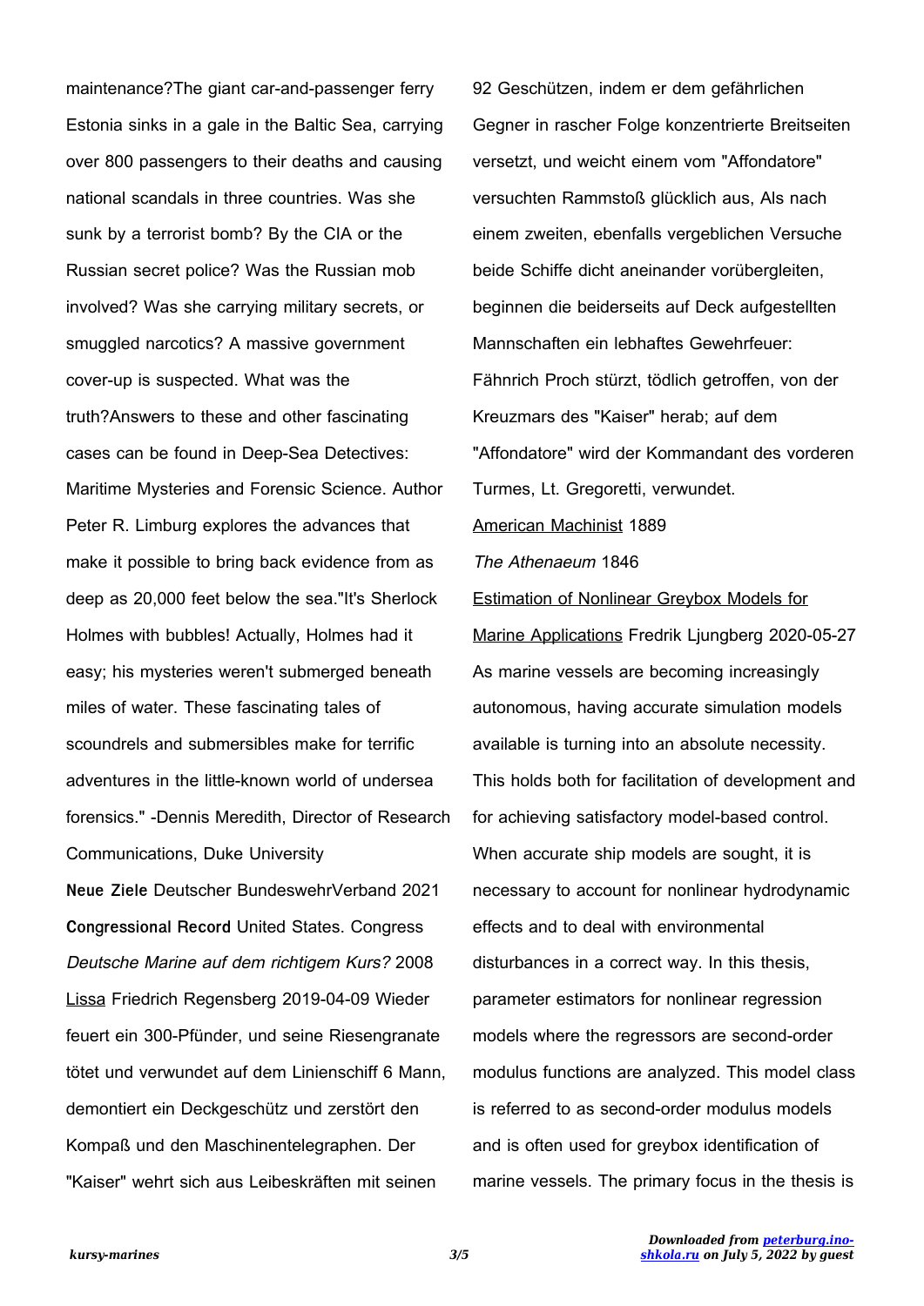maintenance?The giant car-and-passenger ferry Estonia sinks in a gale in the Baltic Sea, carrying over 800 passengers to their deaths and causing national scandals in three countries. Was she sunk by a terrorist bomb? By the CIA or the Russian secret police? Was the Russian mob involved? Was she carrying military secrets, or smuggled narcotics? A massive government cover-up is suspected. What was the truth?Answers to these and other fascinating cases can be found in Deep-Sea Detectives: Maritime Mysteries and Forensic Science. Author Peter R. Limburg explores the advances that make it possible to bring back evidence from as deep as 20,000 feet below the sea."It's Sherlock Holmes with bubbles! Actually, Holmes had it easy; his mysteries weren't submerged beneath miles of water. These fascinating tales of scoundrels and submersibles make for terrific adventures in the little-known world of undersea forensics." -Dennis Meredith, Director of Research Communications, Duke University

**Neue Ziele** Deutscher BundeswehrVerband 2021

**Congressional Record** United States. Congress

*Deutsche Marine auf dem richtigem Kurs?* 2008

Lissa Friedrich Regensberg 2019-04-09 Wieder feuert ein 300-Pfünder, und seine Riesengranate tötet und verwundet auf dem Linienschiff 6 Mann, demontiert ein Deckgeschütz und zerstört den Kompaß und den Maschinentelegraphen. Der "Kaiser" wehrt sich aus Leibeskräften mit seinen 92 Geschützen, indem er dem gefährlichen Gegner in rascher Folge konzentrierte Breitseiten versetzt, und weicht einem vom "Affondatore" versuchten Rammstoß glücklich aus, Als nach einem zweiten, ebenfalls vergeblichen Versuche beide Schiffe dicht aneinander vorübergleiten, beginnen die beiderseits auf Deck aufgestellten Mannschaften ein lebhaftes Gewehrfeuer: Fähnrich Proch stürzt, tödlich getroffen, von der Kreuzmars des "Kaiser" herab; auf dem "Affondatore" wird der Kommandant des vorderen Turmes, Lt. Gregoretti, verwundet.

American Machinist 1889

*The Athenaeum* 1846

Estimation of Nonlinear Greybox Models for Marine Applications Fredrik Ljungberg 2020-05-27 As marine vessels are becoming increasingly autonomous, having accurate simulation models available is turning into an absolute necessity. This holds both for facilitation of development and for achieving satisfactory model-based control. When accurate ship models are sought, it is necessary to account for nonlinear hydrodynamic effects and to deal with environmental disturbances in a correct way. In this thesis, parameter estimators for nonlinear regression models where the regressors are second-order modulus functions are analyzed. This model class is referred to as second-order modulus models and is often used for greybox identification of marine vessels. The primary focus in the thesis is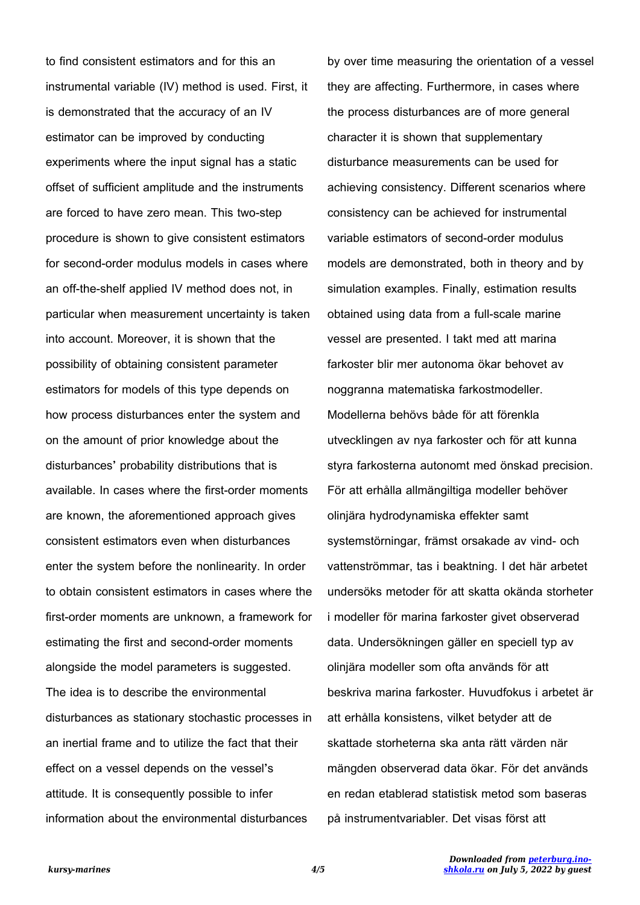to find consistent estimators and for this an instrumental variable (IV) method is used. First, it is demonstrated that the accuracy of an IV estimator can be improved by conducting experiments where the input signal has a static offset of sufficient amplitude and the instruments are forced to have zero mean. This two-step procedure is shown to give consistent estimators for second-order modulus models in cases where an off-the-shelf applied IV method does not, in particular when measurement uncertainty is taken into account. Moreover, it is shown that the possibility of obtaining consistent parameter estimators for models of this type depends on how process disturbances enter the system and on the amount of prior knowledge about the disturbances' probability distributions that is available. In cases where the first-order moments are known, the aforementioned approach gives consistent estimators even when disturbances enter the system before the nonlinearity. In order to obtain consistent estimators in cases where the first-order moments are unknown, a framework for estimating the first and second-order moments alongside the model parameters is suggested. The idea is to describe the environmental disturbances as stationary stochastic processes in an inertial frame and to utilize the fact that their effect on a vessel depends on the vessel's attitude. It is consequently possible to infer information about the environmental disturbances by over time measuring the orientation of a vessel they are affecting. Furthermore, in cases where the process disturbances are of more general character it is shown that supplementary disturbance measurements can be used for achieving consistency. Different scenarios where consistency can be achieved for instrumental variable estimators of second-order modulus models are demonstrated, both in theory and by simulation examples. Finally, estimation results obtained using data from a full-scale marine vessel are presented. I takt med att marina farkoster blir mer autonoma ökar behovet av noggranna matematiska farkostmodeller. Modellerna behövs både för att förenkla utvecklingen av nya farkoster och för att kunna styra farkosterna autonomt med önskad precision. För att erhålla allmängiltiga modeller behöver olinjära hydrodynamiska effekter samt systemstörningar, främst orsakade av vind- och vattenströmmar, tas i beaktning. I det här arbetet undersöks metoder för att skatta okända storheter i modeller för marina farkoster givet observerad data. Undersökningen gäller en speciell typ av olinjära modeller som ofta används för att beskriva marina farkoster. Huvudfokus i arbetet är att erhålla konsistens, vilket betyder att de skattade storheterna ska anta rätt värden när mängden observerad data ökar. För det används en redan etablerad statistisk metod som baseras på instrumentvariabler. Det visas först att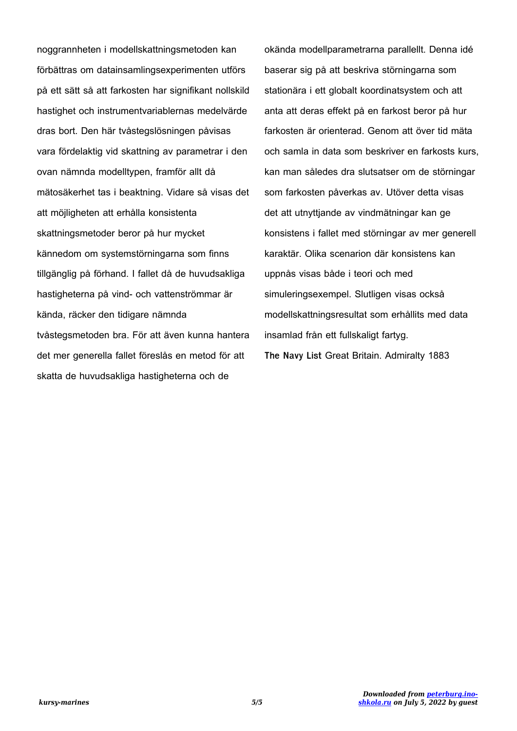noggrannheten i modellskattningsmetoden kan förbättras om datainsamlingsexperimenten utförs på ett sätt så att farkosten har signifikant nollskild hastighet och instrumentvariablernas medelvärde dras bort. Den här tvåstegslösningen påvisas vara fördelaktig vid skattning av parametrar i den ovan nämnda modelltypen, framför allt då mätosäkerhet tas i beaktning. Vidare så visas det att möjligheten att erhålla konsistenta skattningsmetoder beror på hur mycket kännedom om systemstörningarna som finns tillgänglig på förhand. I fallet då de huvudsakliga hastigheterna på vind- och vattenströmmar är kända, räcker den tidigare nämnda tvåstegsmetoden bra. För att även kunna hantera det mer generella fallet föreslås en metod för att skatta de huvudsakliga hastigheterna och de okända modellparametrarna parallellt. Denna idé baserar sig på att beskriva störningarna som stationära i ett globalt koordinatsystem och att anta att deras effekt på en farkost beror på hur farkosten är orienterad. Genom att över tid mäta och samla in data som beskriver en farkosts kurs, kan man således dra slutsatser om de störningar som farkosten påverkas av. Utöver detta visas det att utnyttjande av vindmätningar kan ge konsistens i fallet med störningar av mer generell karaktär. Olika scenarion där konsistens kan uppnås visas både i teori och med simuleringsexempel. Slutligen visas också modellskattningsresultat som erhållits med data insamlad från ett fullskaligt fartyg.

**The Navy List** Great Britain. Admiralty 1883